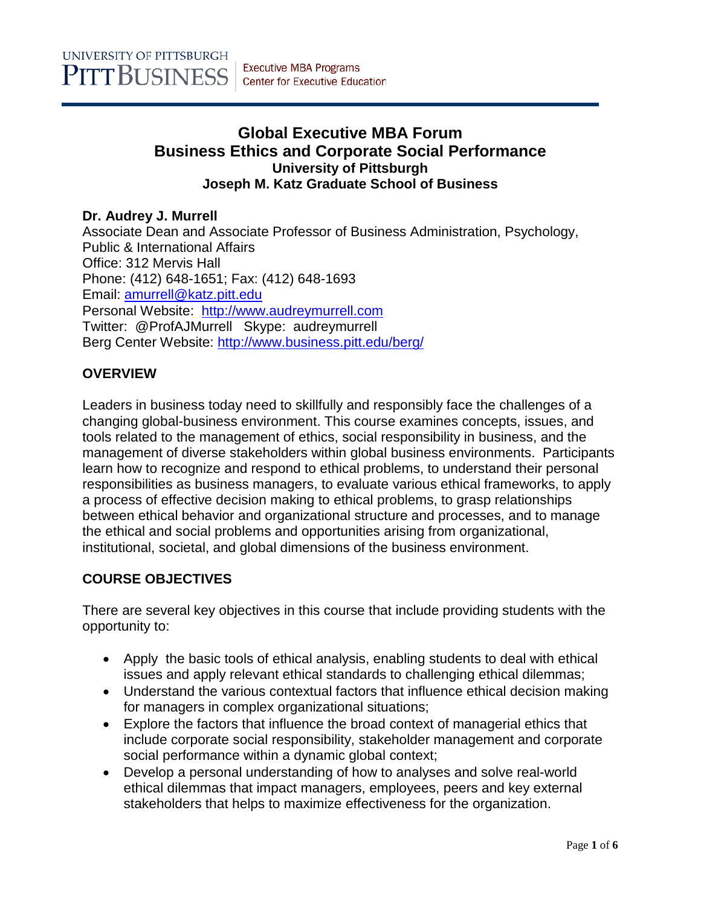UNIVERSITY OF PITTSBURGH
PITT BUSINESS | Executive MBA Programs
Center for Executive Education

# Global Executive MBA Forum
# Business Ethics and Corporate Social Performance
### University of Pittsburgh
### Joseph M. Katz Graduate School of Business

**Dr. Audrey J. Murrell**
Associate Dean and Associate Professor of Business Administration, Psychology, Public & International Affairs
Office: 312 Mervis Hall
Phone: (412) 648-1651; Fax: (412) 648-1693
Email: amurrell@katz.pitt.edu
Personal Website: http://www.audreymurrell.com
Twitter: @ProfAJMurrell Skype: audreymurrell
Berg Center Website: http://www.business.pitt.edu/berg/

## OVERVIEW

Leaders in business today need to skillfully and responsibly face the challenges of a changing global-business environment. This course examines concepts, issues, and tools related to the management of ethics, social responsibility in business, and the management of diverse stakeholders within global business environments. Participants learn how to recognize and respond to ethical problems, to understand their personal responsibilities as business managers, to evaluate various ethical frameworks, to apply a process of effective decision making to ethical problems, to grasp relationships between ethical behavior and organizational structure and processes, and to manage the ethical and social problems and opportunities arising from organizational, institutional, societal, and global dimensions of the business environment.

## COURSE OBJECTIVES

There are several key objectives in this course that include providing students with the opportunity to:

- Apply the basic tools of ethical analysis, enabling students to deal with ethical issues and apply relevant ethical standards to challenging ethical dilemmas;
- Understand the various contextual factors that influence ethical decision making for managers in complex organizational situations;
- Explore the factors that influence the broad context of managerial ethics that include corporate social responsibility, stakeholder management and corporate social performance within a dynamic global context;
- Develop a personal understanding of how to analyses and solve real-world ethical dilemmas that impact managers, employees, peers and key external stakeholders that helps to maximize effectiveness for the organization.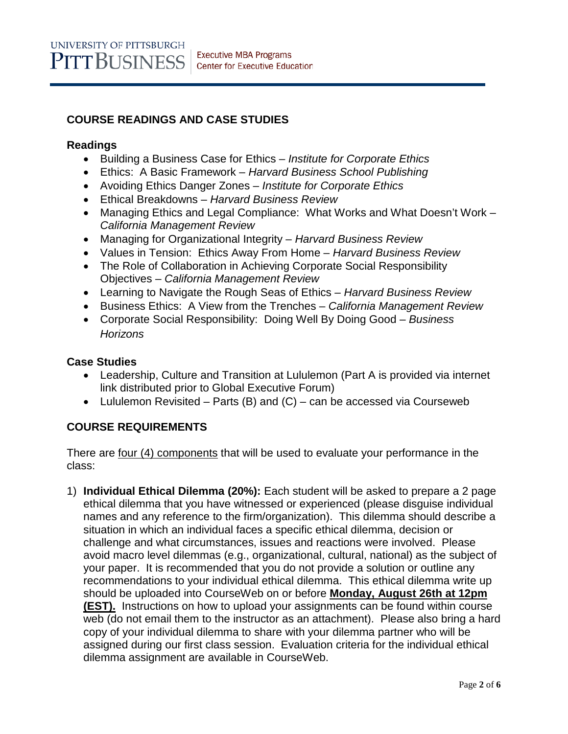## COURSE READINGS AND CASE STUDIES

### Readings

- Building a Business Case for Ethics – *Institute for Corporate Ethics*
- Ethics: A Basic Framework – *Harvard Business School Publishing*
- Avoiding Ethics Danger Zones – *Institute for Corporate Ethics*
- Ethical Breakdowns – *Harvard Business Review*
- Managing Ethics and Legal Compliance: What Works and What Doesn't Work – *California Management Review*
- Managing for Organizational Integrity – *Harvard Business Review*
- Values in Tension: Ethics Away From Home – *Harvard Business Review*
- The Role of Collaboration in Achieving Corporate Social Responsibility Objectives – *California Management Review*
- Learning to Navigate the Rough Seas of Ethics – *Harvard Business Review*
- Business Ethics: A View from the Trenches – *California Management Review*
- Corporate Social Responsibility: Doing Well By Doing Good – *Business Horizons*

### Case Studies

- Leadership, Culture and Transition at Lululemon (Part A is provided via internet link distributed prior to Global Executive Forum)
- Lululemon Revisited – Parts (B) and (C) – can be accessed via Courseweb

## COURSE REQUIREMENTS

There are <u>four (4) components</u> that will be used to evaluate your performance in the class:

1) **Individual Ethical Dilemma (20%):** Each student will be asked to prepare a 2 page ethical dilemma that you have witnessed or experienced (please disguise individual names and any reference to the firm/organization). This dilemma should describe a situation in which an individual faces a specific ethical dilemma, decision or challenge and what circumstances, issues and reactions were involved. Please avoid macro level dilemmas (e.g., organizational, cultural, national) as the subject of your paper. It is recommended that you do not provide a solution or outline any recommendations to your individual ethical dilemma. This ethical dilemma write up should be uploaded into CourseWeb on or before **<u>Monday, August 26th at 12pm (EST).</u>** Instructions on how to upload your assignments can be found within course web (do not email them to the instructor as an attachment). Please also bring a hard copy of your individual dilemma to share with your dilemma partner who will be assigned during our first class session. Evaluation criteria for the individual ethical dilemma assignment are available in CourseWeb.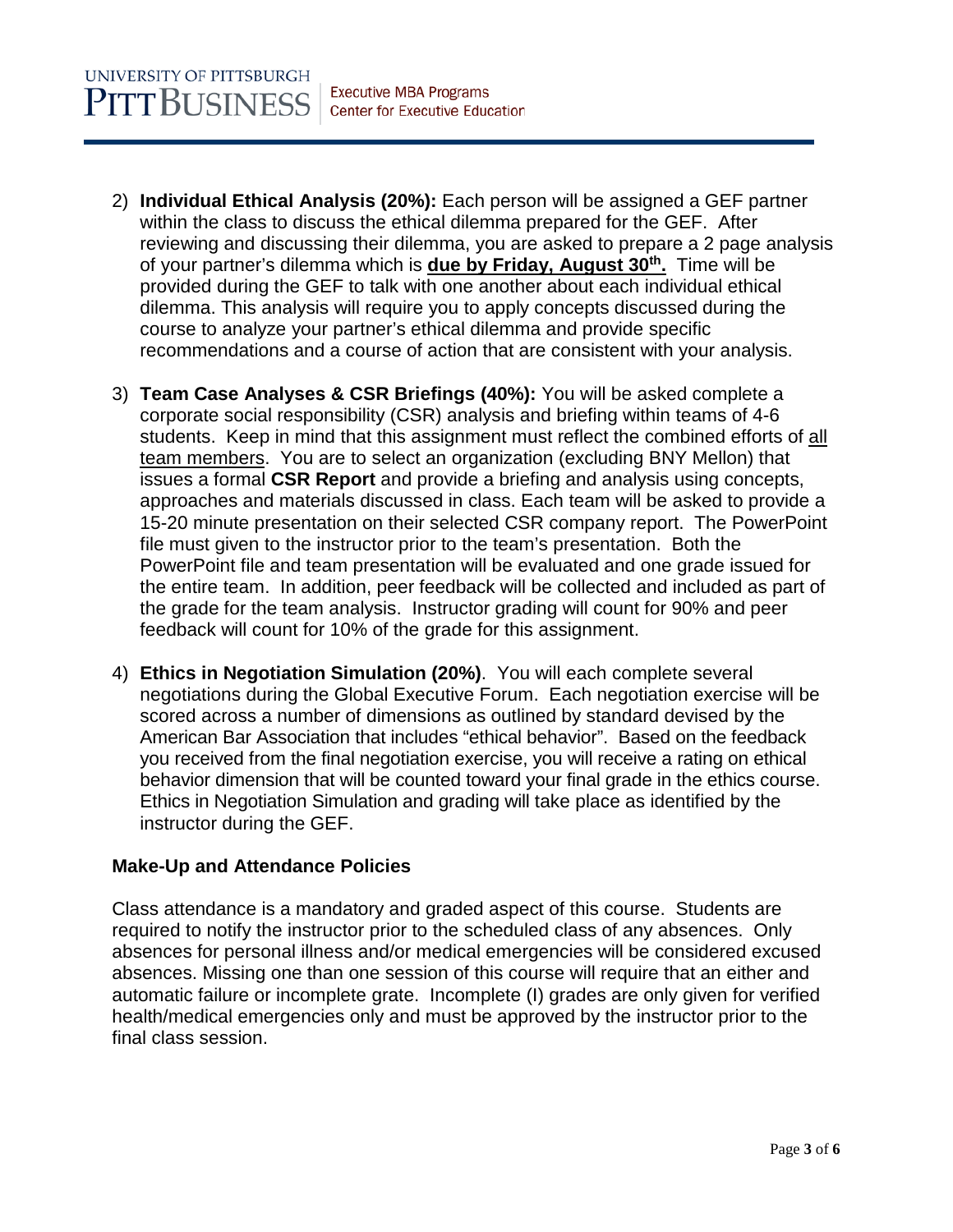2) **Individual Ethical Analysis (20%):** Each person will be assigned a GEF partner within the class to discuss the ethical dilemma prepared for the GEF. After reviewing and discussing their dilemma, you are asked to prepare a 2 page analysis of your partner's dilemma which is <u>**due by Friday, August 30th.**</u> Time will be provided during the GEF to talk with one another about each individual ethical dilemma. This analysis will require you to apply concepts discussed during the course to analyze your partner's ethical dilemma and provide specific recommendations and a course of action that are consistent with your analysis.

3) **Team Case Analyses & CSR Briefings (40%):** You will be asked complete a corporate social responsibility (CSR) analysis and briefing within teams of 4-6 students. Keep in mind that this assignment must reflect the combined efforts of <u>all team members</u>. You are to select an organization (excluding BNY Mellon) that issues a formal **CSR Report** and provide a briefing and analysis using concepts, approaches and materials discussed in class. Each team will be asked to provide a 15-20 minute presentation on their selected CSR company report. The PowerPoint file must given to the instructor prior to the team's presentation. Both the PowerPoint file and team presentation will be evaluated and one grade issued for the entire team. In addition, peer feedback will be collected and included as part of the grade for the team analysis. Instructor grading will count for 90% and peer feedback will count for 10% of the grade for this assignment.

4) **Ethics in Negotiation Simulation (20%)**. You will each complete several negotiations during the Global Executive Forum. Each negotiation exercise will be scored across a number of dimensions as outlined by standard devised by the American Bar Association that includes "ethical behavior". Based on the feedback you received from the final negotiation exercise, you will receive a rating on ethical behavior dimension that will be counted toward your final grade in the ethics course. Ethics in Negotiation Simulation and grading will take place as identified by the instructor during the GEF.

### Make-Up and Attendance Policies

Class attendance is a mandatory and graded aspect of this course. Students are required to notify the instructor prior to the scheduled class of any absences. Only absences for personal illness and/or medical emergencies will be considered excused absences. Missing one than one session of this course will require that an either and automatic failure or incomplete grate. Incomplete (I) grades are only given for verified health/medical emergencies only and must be approved by the instructor prior to the final class session.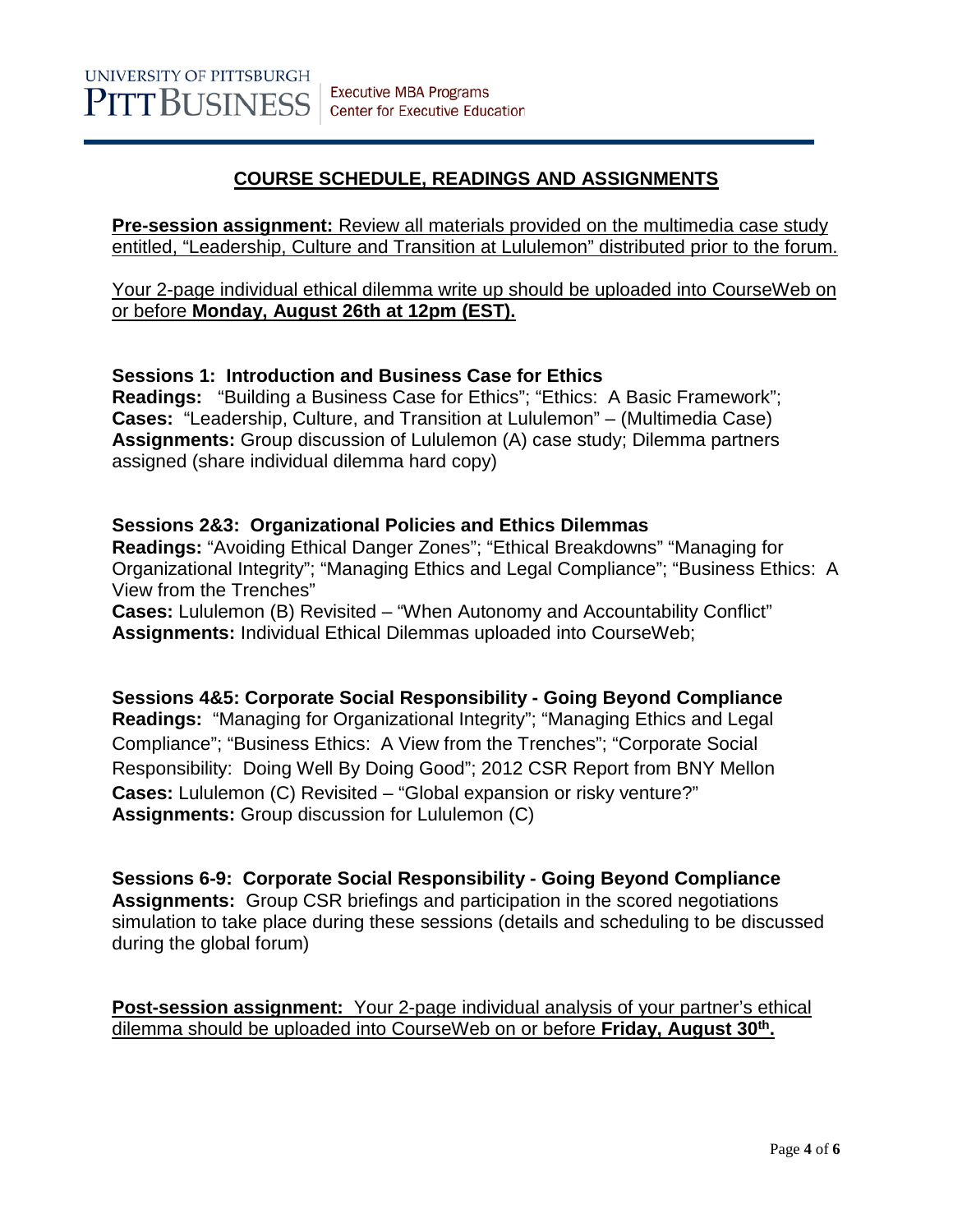## COURSE SCHEDULE, READINGS AND ASSIGNMENTS

**Pre-session assignment:** Review all materials provided on the multimedia case study entitled, "Leadership, Culture and Transition at Lululemon" distributed prior to the forum.

Your 2-page individual ethical dilemma write up should be uploaded into CourseWeb on or before **Monday, August 26th at 12pm (EST).**

**Sessions 1: Introduction and Business Case for Ethics**
**Readings:** "Building a Business Case for Ethics"; "Ethics: A Basic Framework";
**Cases:** "Leadership, Culture, and Transition at Lululemon" – (Multimedia Case)
**Assignments:** Group discussion of Lululemon (A) case study; Dilemma partners assigned (share individual dilemma hard copy)

**Sessions 2&3: Organizational Policies and Ethics Dilemmas**
**Readings:** "Avoiding Ethical Danger Zones"; "Ethical Breakdowns" "Managing for Organizational Integrity"; "Managing Ethics and Legal Compliance"; "Business Ethics: A View from the Trenches"
**Cases:** Lululemon (B) Revisited – "When Autonomy and Accountability Conflict"
**Assignments:** Individual Ethical Dilemmas uploaded into CourseWeb;

**Sessions 4&5: Corporate Social Responsibility - Going Beyond Compliance**
**Readings:** "Managing for Organizational Integrity"; "Managing Ethics and Legal Compliance"; "Business Ethics: A View from the Trenches"; "Corporate Social Responsibility: Doing Well By Doing Good"; 2012 CSR Report from BNY Mellon
**Cases:** Lululemon (C) Revisited – "Global expansion or risky venture?"
**Assignments:** Group discussion for Lululemon (C)

**Sessions 6-9: Corporate Social Responsibility - Going Beyond Compliance**
**Assignments:** Group CSR briefings and participation in the scored negotiations simulation to take place during these sessions (details and scheduling to be discussed during the global forum)

**Post-session assignment:** Your 2-page individual analysis of your partner's ethical dilemma should be uploaded into CourseWeb on or before **Friday, August 30th.**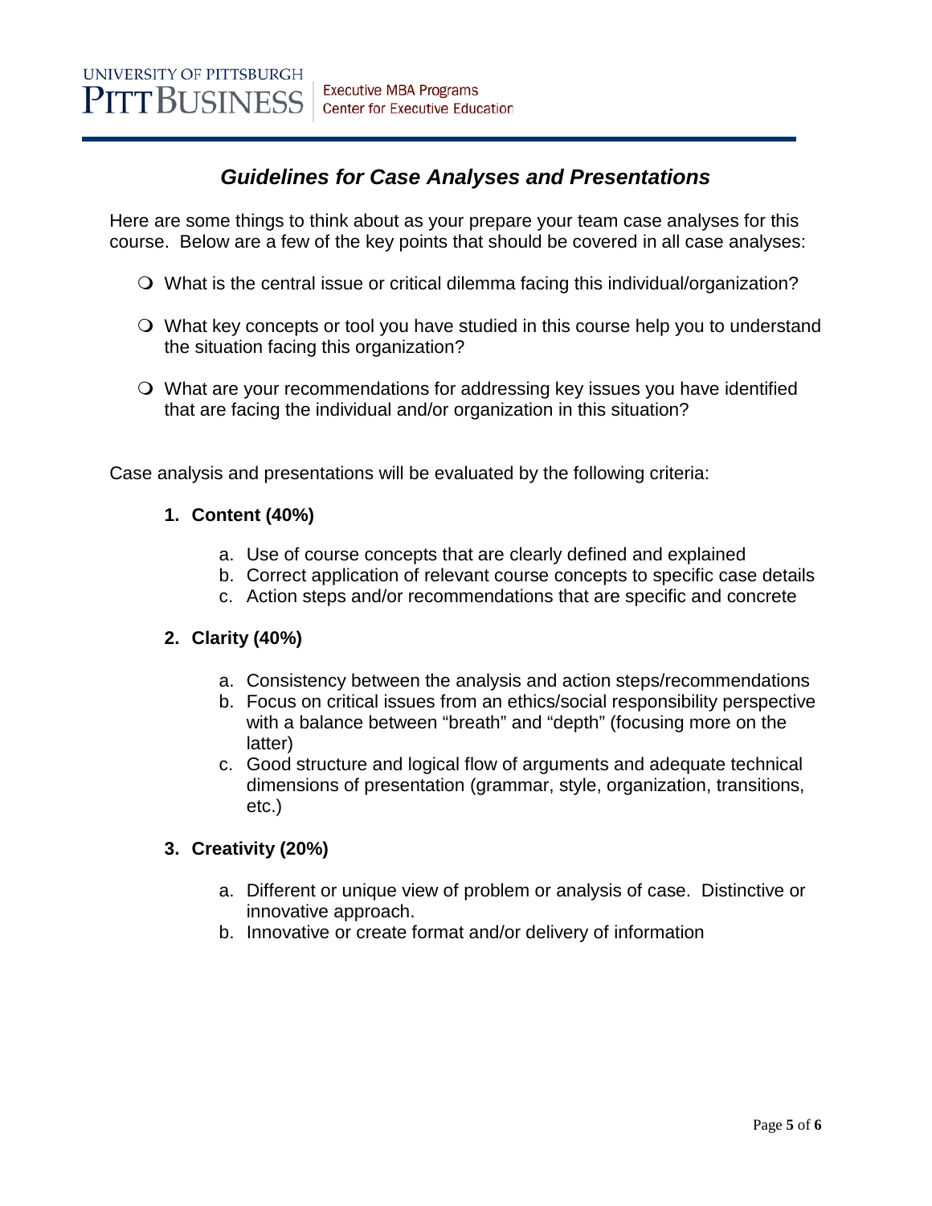UNIVERSITY OF PITTSBURGH
PITT BUSINESS | Executive MBA Programs
Center for Executive Education

# ***Guidelines for Case Analyses and Presentations***

Here are some things to think about as your prepare your team case analyses for this course. Below are a few of the key points that should be covered in all case analyses:

- What is the central issue or critical dilemma facing this individual/organization?
- What key concepts or tool you have studied in this course help you to understand the situation facing this organization?
- What are your recommendations for addressing key issues you have identified that are facing the individual and/or organization in this situation?

Case analysis and presentations will be evaluated by the following criteria:

1. **Content (40%)**
   a. Use of course concepts that are clearly defined and explained
   b. Correct application of relevant course concepts to specific case details
   c. Action steps and/or recommendations that are specific and concrete

2. **Clarity (40%)**
   a. Consistency between the analysis and action steps/recommendations
   b. Focus on critical issues from an ethics/social responsibility perspective with a balance between "breath" and "depth" (focusing more on the latter)
   c. Good structure and logical flow of arguments and adequate technical dimensions of presentation (grammar, style, organization, transitions, etc.)

3. **Creativity (20%)**
   a. Different or unique view of problem or analysis of case. Distinctive or innovative approach.
   b. Innovative or create format and/or delivery of information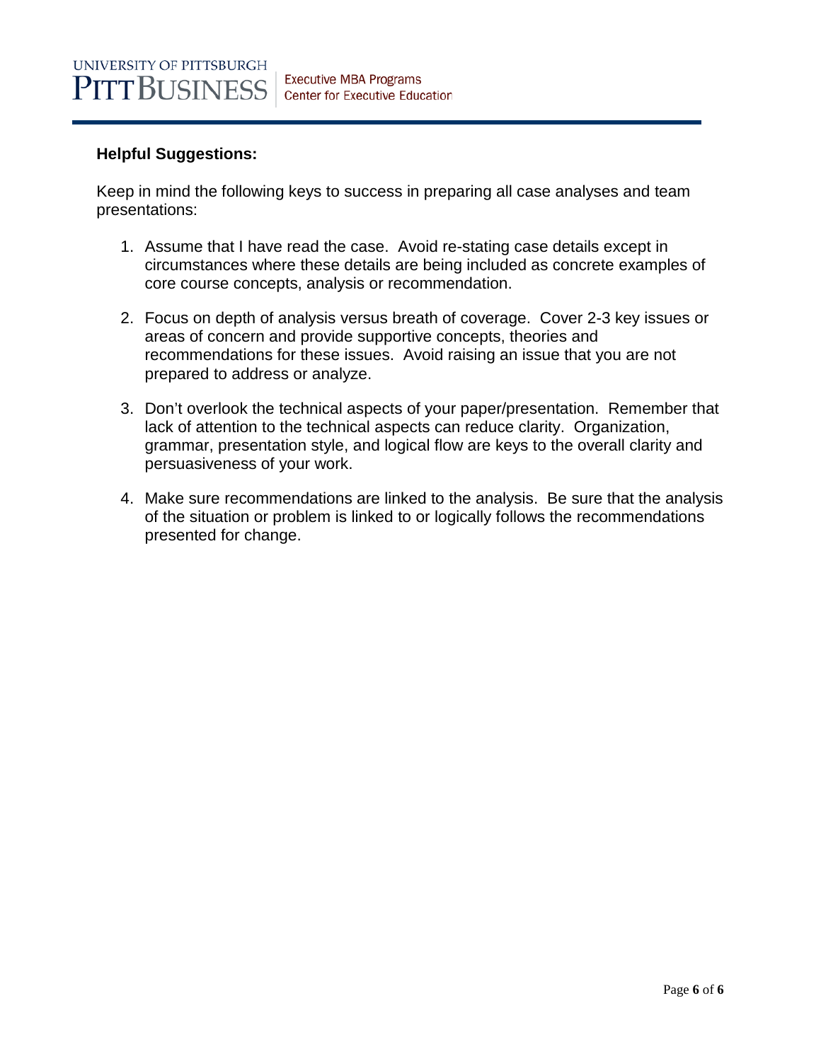**Helpful Suggestions:**

Keep in mind the following keys to success in preparing all case analyses and team presentations:

1. Assume that I have read the case. Avoid re-stating case details except in circumstances where these details are being included as concrete examples of core course concepts, analysis or recommendation.

2. Focus on depth of analysis versus breath of coverage. Cover 2-3 key issues or areas of concern and provide supportive concepts, theories and recommendations for these issues. Avoid raising an issue that you are not prepared to address or analyze.

3. Don't overlook the technical aspects of your paper/presentation. Remember that lack of attention to the technical aspects can reduce clarity. Organization, grammar, presentation style, and logical flow are keys to the overall clarity and persuasiveness of your work.

4. Make sure recommendations are linked to the analysis. Be sure that the analysis of the situation or problem is linked to or logically follows the recommendations presented for change.